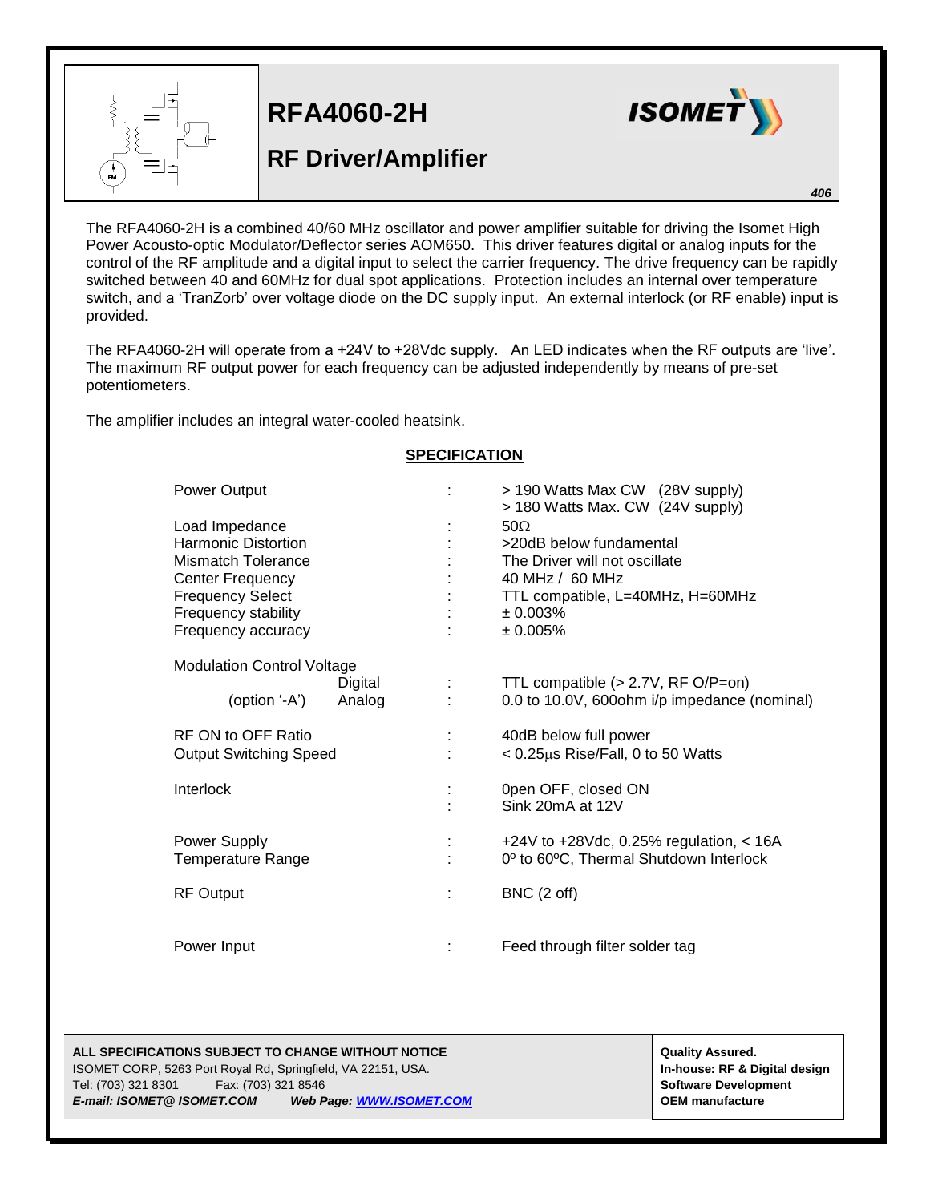# RFA4060-2H

## RF Driver/Amplifier

ISOMET

406

The RFA4060-2H is a combined 40/60 MHz oscillator and power amplifier suitable for driving the Isomet High Power Acousto-optic Modulator/Deflector series AOM650. This driver features digital or analog inputs for the control of the RF amplitude and a digital input to select the carrier frequency. The drive frequency can be rapidly switched between 40 and 60MHz for dual spot applications. Protection includes an internal over temperature switch, and a 'TranZorb' over voltage diode on the DC supply input. An external interlock (or RF enable) input is provided.

The RFA4060-2H will operate from a +24V to +28Vdc supply. An LED indicates when the RF outputs are 'live'. The maximum RF output power for each frequency can be adjusted independently by means of pre-set potentiometers.

The amplifier includes an integral water-cooled heatsink.

## SPECIFICATION

| Parameter | | Value |
|---|---|---|
| Power Output | : | > 190 Watts Max CW (28V supply)<br>> 180 Watts Max. CW (24V supply) |
| Load Impedance | : | 50Ω |
| Harmonic Distortion | : | >20dB below fundamental |
| Mismatch Tolerance | : | The Driver will not oscillate |
| Center Frequency | : | 40 MHz / 60 MHz |
| Frequency Select | : | TTL compatible, L=40MHz, H=60MHz |
| Frequency stability | : | ± 0.003% |
| Frequency accuracy | : | ± 0.005% |
| Modulation Control Voltage | | |
| Digital | : | TTL compatible (> 2.7V, RF O/P=on) |
| (option '-A') Analog | : | 0.0 to 10.0V, 600ohm i/p impedance (nominal) |
| RF ON to OFF Ratio | : | 40dB below full power |
| Output Switching Speed | : | < 0.25µs Rise/Fall, 0 to 50 Watts |
| Interlock | : | 0pen OFF, closed ON<br>Sink 20mA at 12V |
| Power Supply | : | +24V to +28Vdc, 0.25% regulation, < 16A |
| Temperature Range | : | 0º to 60ºC, Thermal Shutdown Interlock |
| RF Output | : | BNC (2 off) |
| Power Input | : | Feed through filter solder tag |

**ALL SPECIFICATIONS SUBJECT TO CHANGE WITHOUT NOTICE**
ISOMET CORP, 5263 Port Royal Rd, Springfield, VA 22151, USA.
Tel: (703) 321 8301 Fax: (703) 321 8546
***E-mail: ISOMET@ ISOMET.COM*** ***Web Page: WWW.ISOMET.COM***

**Quality Assured.**
**In-house: RF & Digital design**
**Software Development**
**OEM manufacture**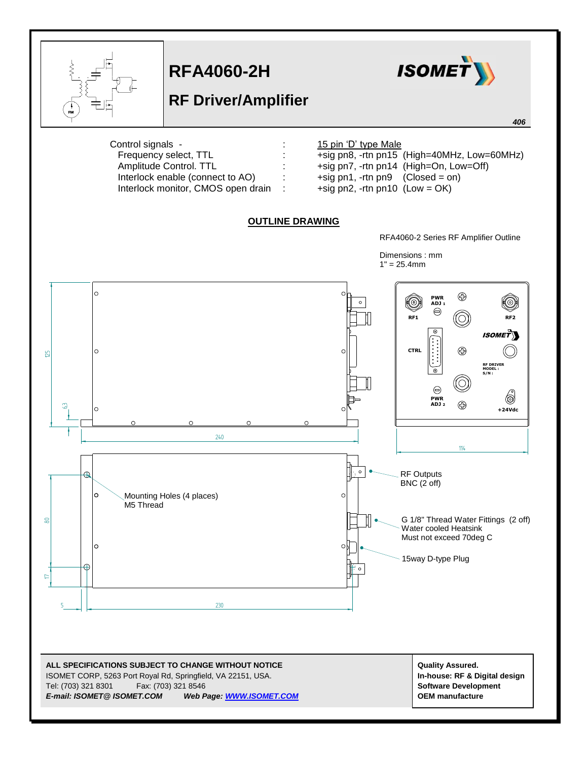# RFA4060-2H

## RF Driver/Amplifier

| | | |
|---|---|---|
| Control signals - | : | 15 pin 'D' type Male |
| Frequency select, TTL | : | +sig pn8, -rtn pn15 (High=40MHz, Low=60MHz) |
| Amplitude Control. TTL | : | +sig pn7, -rtn pn14 (High=On, Low=Off) |
| Interlock enable (connect to AO) | : | +sig pn1, -rtn pn9 (Closed = on) |
| Interlock monitor, CMOS open drain | : | +sig pn2, -rtn pn10 (Low = OK) |

### OUTLINE DRAWING

RFA4060-2 Series RF Amplifier Outline

Dimensions : mm
1" = 25.4mm

125
6.3
240
114

PWR ADJ 1
RF1
RF2
CTRL
ISOMET
RF DRIVER
MODEL :
S/N :
PWR ADJ 2
+24Vdc

80
17
5
230

Mounting Holes (4 places)
M5 Thread

RF Outputs
BNC (2 off)

G 1/8" Thread Water Fittings (2 off)
Water cooled Heatsink
Must not exceed 70deg C

15way D-type Plug

**ALL SPECIFICATIONS SUBJECT TO CHANGE WITHOUT NOTICE**
ISOMET CORP, 5263 Port Royal Rd, Springfield, VA 22151, USA.
Tel: (703) 321 8301 Fax: (703) 321 8546
***E-mail: ISOMET@ ISOMET.COM*** ***Web Page: WWW.ISOMET.COM***

**Quality Assured.**
**In-house: RF & Digital design**
**Software Development**
**OEM manufacture**